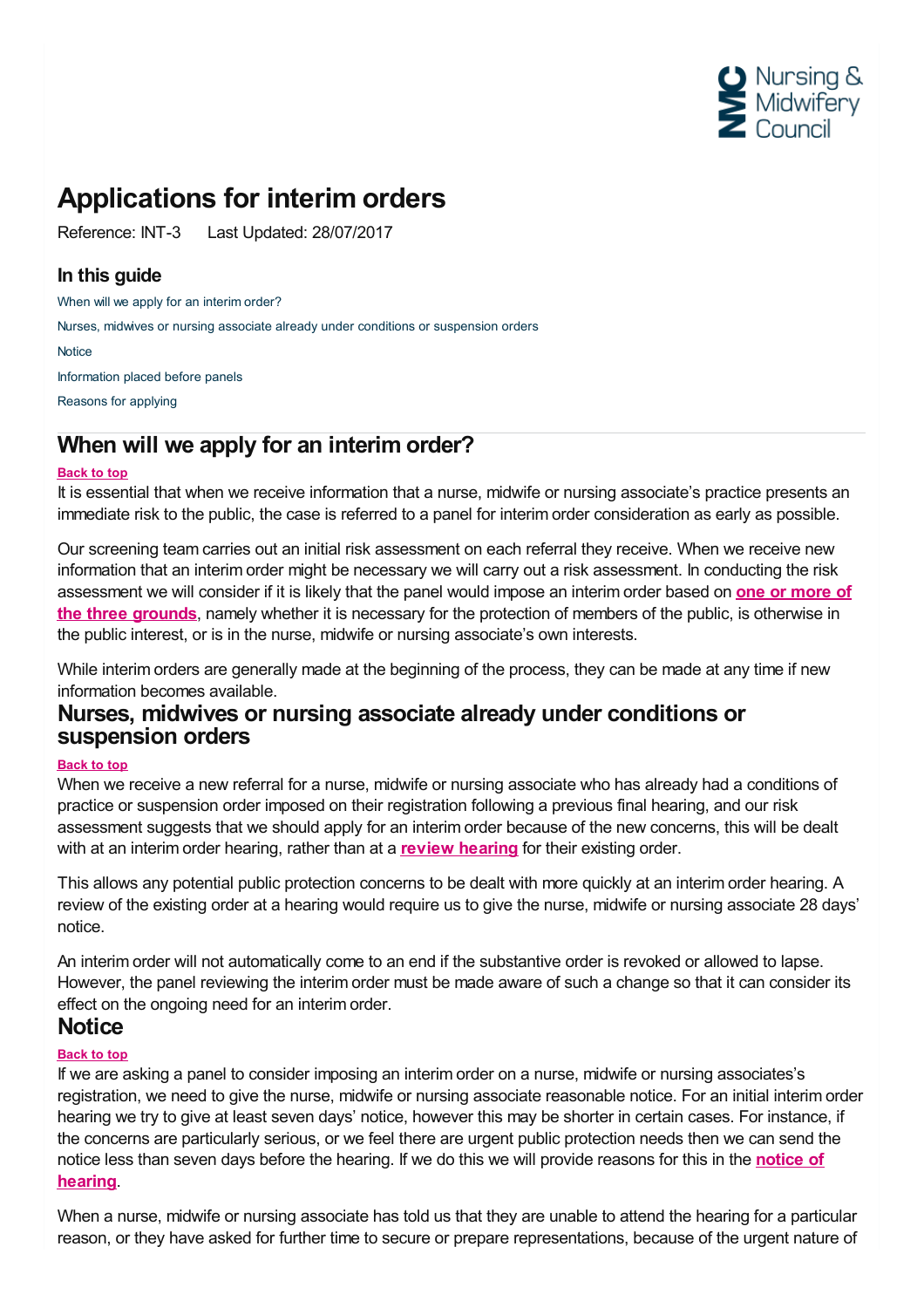# Applications for interim orders

Reference: INT-3     Last Updated: 28/07/2017

### In this guide

When will we apply for an interim order?

Nurses, midwives or nursing associate already under conditions or suspension orders

Notice

Information placed before panels

Reasons for applying

## When will we apply for an interim order?

**Back to top**

It is essential that when we receive information that a nurse, midwife or nursing associate's practice presents an immediate risk to the public, the case is referred to a panel for interim order consideration as early as possible.

Our screening team carries out an initial risk assessment on each referral they receive. When we receive new information that an interim order might be necessary we will carry out a risk assessment. In conducting the risk assessment we will consider if it is likely that the panel would impose an interim order based on **one or more of the three grounds**, namely whether it is necessary for the protection of members of the public, is otherwise in the public interest, or is in the nurse, midwife or nursing associate's own interests.

While interim orders are generally made at the beginning of the process, they can be made at any time if new information becomes available.

## Nurses, midwives or nursing associate already under conditions or suspension orders

**Back to top**

When we receive a new referral for a nurse, midwife or nursing associate who has already had a conditions of practice or suspension order imposed on their registration following a previous final hearing, and our risk assessment suggests that we should apply for an interim order because of the new concerns, this will be dealt with at an interim order hearing, rather than at a **review hearing** for their existing order.

This allows any potential public protection concerns to be dealt with more quickly at an interim order hearing. A review of the existing order at a hearing would require us to give the nurse, midwife or nursing associate 28 days' notice.

An interim order will not automatically come to an end if the substantive order is revoked or allowed to lapse. However, the panel reviewing the interim order must be made aware of such a change so that it can consider its effect on the ongoing need for an interim order.

## Notice

**Back to top**

If we are asking a panel to consider imposing an interim order on a nurse, midwife or nursing associates's registration, we need to give the nurse, midwife or nursing associate reasonable notice. For an initial interim order hearing we try to give at least seven days' notice, however this may be shorter in certain cases. For instance, if the concerns are particularly serious, or we feel there are urgent public protection needs then we can send the notice less than seven days before the hearing. If we do this we will provide reasons for this in the **notice of hearing**.

When a nurse, midwife or nursing associate has told us that they are unable to attend the hearing for a particular reason, or they have asked for further time to secure or prepare representations, because of the urgent nature of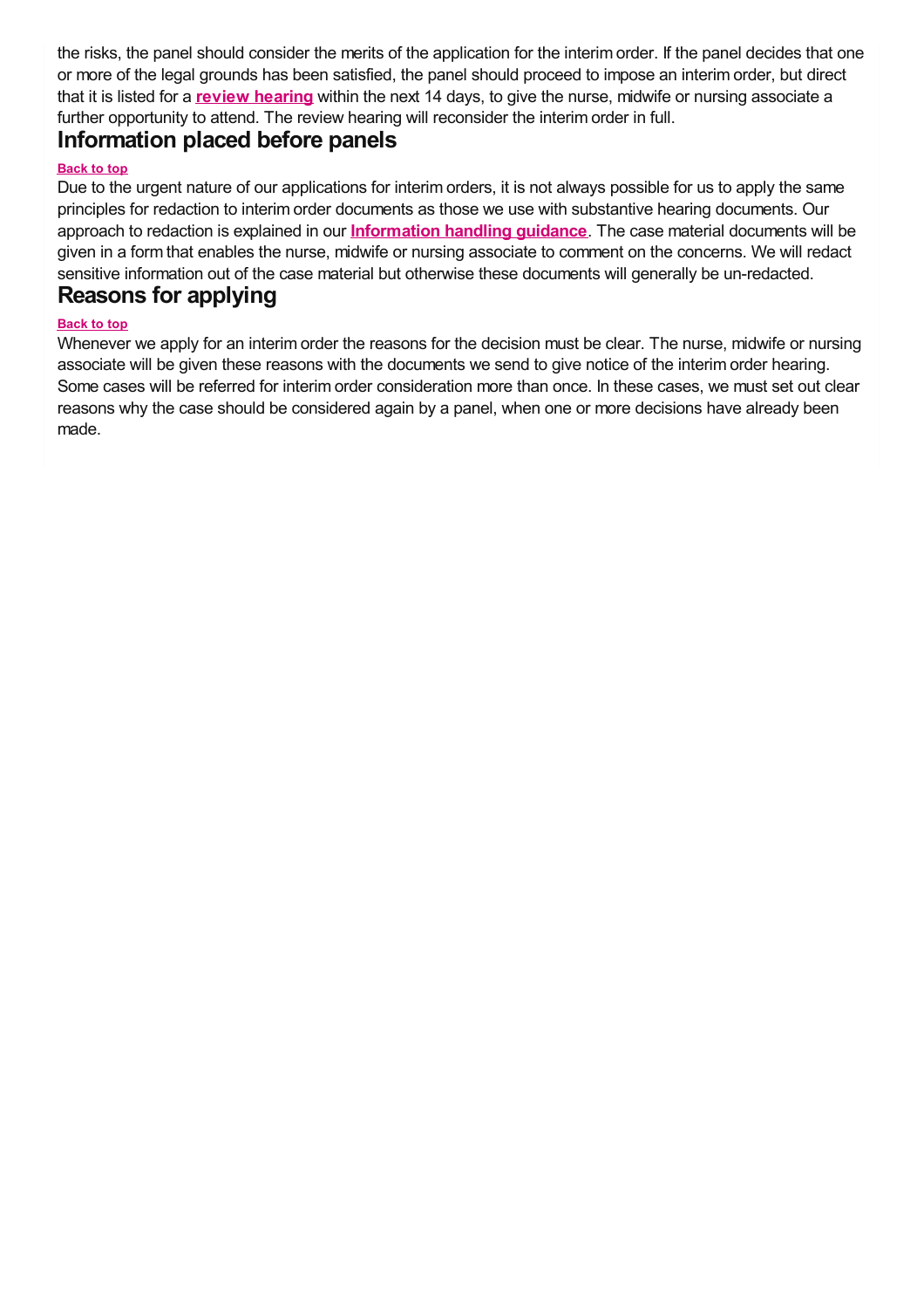the risks, the panel should consider the merits of the application for the interim order. If the panel decides that one or more of the legal grounds has been satisfied, the panel should proceed to impose an interim order, but direct that it is listed for a **review hearing** within the next 14 days, to give the nurse, midwife or nursing associate a further opportunity to attend. The review hearing will reconsider the interim order in full.

## Information placed before panels

**Back to top**

Due to the urgent nature of our applications for interim orders, it is not always possible for us to apply the same principles for redaction to interim order documents as those we use with substantive hearing documents. Our approach to redaction is explained in our **Information handling guidance**. The case material documents will be given in a form that enables the nurse, midwife or nursing associate to comment on the concerns. We will redact sensitive information out of the case material but otherwise these documents will generally be un-redacted.

## Reasons for applying

**Back to top**

Whenever we apply for an interim order the reasons for the decision must be clear. The nurse, midwife or nursing associate will be given these reasons with the documents we send to give notice of the interim order hearing. Some cases will be referred for interim order consideration more than once. In these cases, we must set out clear reasons why the case should be considered again by a panel, when one or more decisions have already been made.